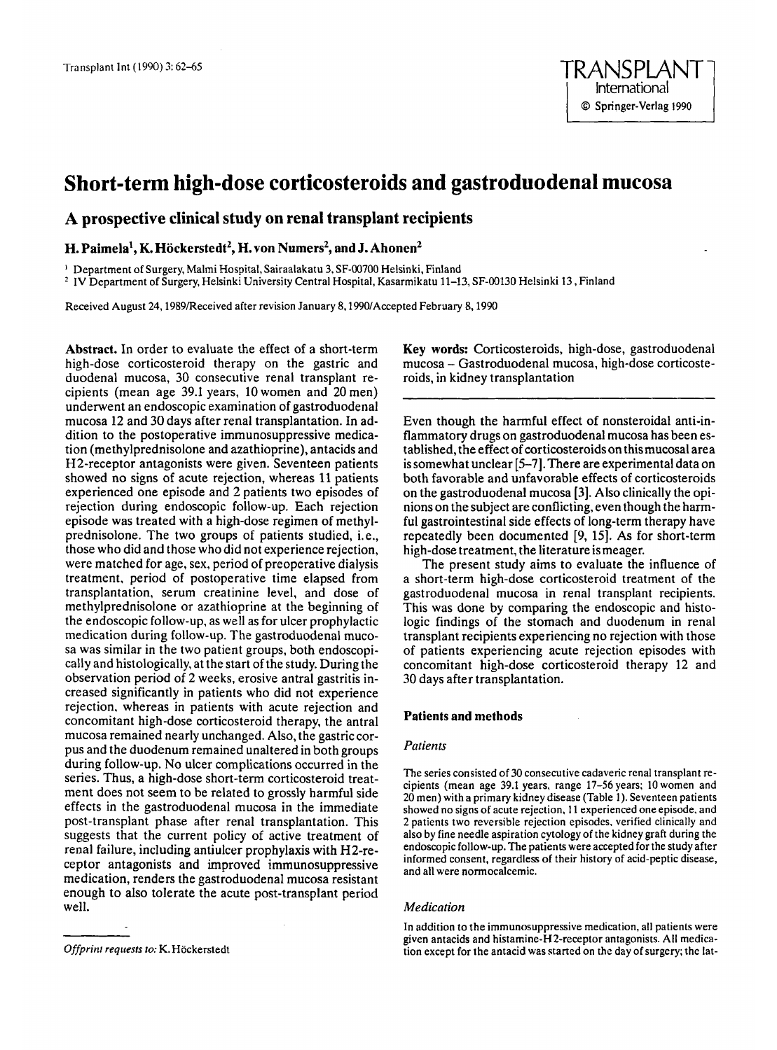# Short-term high-dose corticosteroids and gastroduodenal mucosa

## A prospective clinical study on renal transplant recipients

**H. Paimela[1], K. Höckerstedt[2], H. von Numers[2], and J. Ahonen[2]**

[1] Department of Surgery, Malmi Hospital, Sairaalakatu 3, SF-00700 Helsinki, Finland
[2] IV Department of Surgery, Helsinki University Central Hospital, Kasarmikatu 11–13, SF-00130 Helsinki 13, Finland

Received August 24, 1989/Received after revision January 8, 1990/Accepted February 8, 1990

**Abstract.** In order to evaluate the effect of a short-term high-dose corticosteroid therapy on the gastric and duodenal mucosa, 30 consecutive renal transplant recipients (mean age 39.1 years, 10 women and 20 men) underwent an endoscopic examination of gastroduodenal mucosa 12 and 30 days after renal transplantation. In addition to the postoperative immunosuppressive medication (methylprednisolone and azathioprine), antacids and H2-receptor antagonists were given. Seventeen patients showed no signs of acute rejection, whereas 11 patients experienced one episode and 2 patients two episodes of rejection during endoscopic follow-up. Each rejection episode was treated with a high-dose regimen of methylprednisolone. The two groups of patients studied, i.e., those who did and those who did not experience rejection, were matched for age, sex, period of preoperative dialysis treatment, period of postoperative time elapsed from transplantation, serum creatinine level, and dose of methylprednisolone or azathioprine at the beginning of the endoscopic follow-up, as well as for ulcer prophylactic medication during follow-up. The gastroduodenal mucosa was similar in the two patient groups, both endoscopically and histologically, at the start of the study. During the observation period of 2 weeks, erosive antral gastritis increased significantly in patients who did not experience rejection, whereas in patients with acute rejection and concomitant high-dose corticosteroid therapy, the antral mucosa remained nearly unchanged. Also, the gastric corpus and the duodenum remained unaltered in both groups during follow-up. No ulcer complications occurred in the series. Thus, a high-dose short-term corticosteroid treatment does not seem to be related to grossly harmful side effects in the gastroduodenal mucosa in the immediate post-transplant phase after renal transplantation. This suggests that the current policy of active treatment of renal failure, including antiulcer prophylaxis with H2-receptor antagonists and improved immunosuppressive medication, renders the gastroduodenal mucosa resistant enough to also tolerate the acute post-transplant period well.

*Offprint requests to:* K. Höckerstedt

**Key words:** Corticosteroids, high-dose, gastroduodenal mucosa – Gastroduodenal mucosa, high-dose corticosteroids, in kidney transplantation

Even though the harmful effect of nonsteroidal anti-inflammatory drugs on gastroduodenal mucosa has been established, the effect of corticosteroids on this mucosal area is somewhat unclear [5–7]. There are experimental data on both favorable and unfavorable effects of corticosteroids on the gastroduodenal mucosa [3]. Also clinically the opinions on the subject are conflicting, even though the harmful gastrointestinal side effects of long-term therapy have repeatedly been documented [9, 15]. As for short-term high-dose treatment, the literature is meager.

The present study aims to evaluate the influence of a short-term high-dose corticosteroid treatment of the gastroduodenal mucosa in renal transplant recipients. This was done by comparing the endoscopic and histologic findings of the stomach and duodenum in renal transplant recipients experiencing no rejection with those of patients experiencing acute rejection episodes with concomitant high-dose corticosteroid therapy 12 and 30 days after transplantation.

## Patients and methods

### *Patients*

The series consisted of 30 consecutive cadaveric renal transplant recipients (mean age 39.1 years, range 17–56 years; 10 women and 20 men) with a primary kidney disease (Table 1). Seventeen patients showed no signs of acute rejection, 11 experienced one episode, and 2 patients two reversible rejection episodes, verified clinically and also by fine needle aspiration cytology of the kidney graft during the endoscopic follow-up. The patients were accepted for the study after informed consent, regardless of their history of acid-peptic disease, and all were normocalcemic.

### *Medication*

In addition to the immunosuppressive medication, all patients were given antacids and histamine-H2-receptor antagonists. All medication except for the antacid was started on the day of surgery; the lat-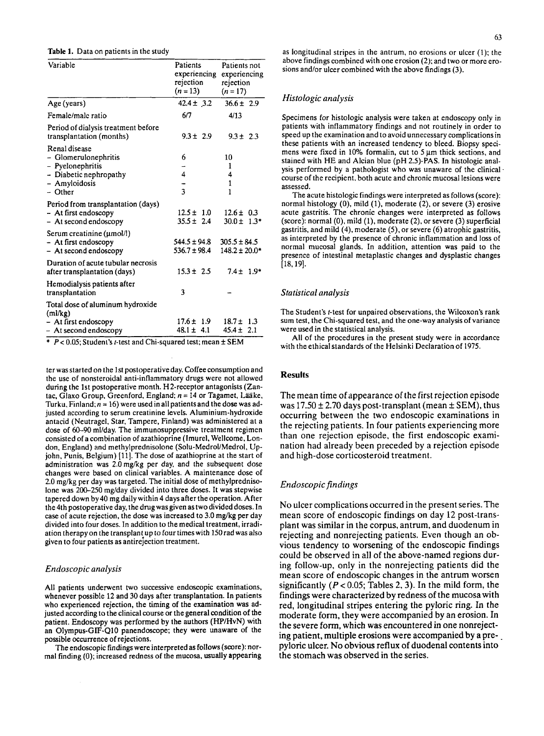**Table 1.** Data on patients in the study

| Variable | Patients experiencing rejection (n = 13) | Patients not experiencing rejection (n = 17) |
|---|---|---|
| Age (years) | 42.4 ± 3.2 | 36.6 ± 2.9 |
| Female/male ratio | 6/7 | 4/13 |
| Period of dialysis treatment before transplantation (months) | 9.3 ± 2.9 | 9.3 ± 2.3 |
| Renal disease | | |
| – Glomerulonephritis | 6 | 10 |
| – Pyelonephritis | – | 1 |
| – Diabetic nephropathy | 4 | 4 |
| – Amyloidosis | – | 1 |
| – Other | 3 | 1 |
| Period from transplantation (days) | | |
| – At first endoscopy | 12.5 ± 1.0 | 12.6 ± 0.3 |
| – At second endoscopy | 35.5 ± 2.4 | 30.0 ± 1.3* |
| Serum creatinine (μmol/l) | | |
| – At first endoscopy | 544.5 ± 94.8 | 305.5 ± 84.5 |
| – At second endoscopy | 536.7 ± 98.4 | 148.2 ± 20.0* |
| Duration of acute tubular necrosis after transplantation (days) | 15.3 ± 2.5 | 7.4 ± 1.9* |
| Hemodialysis patients after transplantation | 3 | – |
| Total dose of aluminum hydroxide (ml/kg) | | |
| – At first endoscopy | 17.6 ± 1.9 | 18.7 ± 1.3 |
| – At second endoscopy | 48.1 ± 4.1 | 45.4 ± 2.1 |

* $P < 0.05$; Student's $t$-test and Chi-squared test; mean ± SEM

ter was started on the 1st postoperative day. Coffee consumption and the use of nonsteroidal anti-inflammatory drugs were not allowed during the 1st postoperative month. H2-receptor antagonists (Zantac, Glaxo Group, Greenford, England; $n = 14$ or Tagamet, Lääke, Turku, Finland; $n = 16$) were used in all patients and the dose was adjusted according to serum creatinine levels. Aluminium-hydroxide antacid (Neutragel, Star, Tampere, Finland) was administered at a dose of 60–90 ml/day. The immunosuppressive treatment regimen consisted of a combination of azathioprine (Imurel, Wellcome, London, England) and methylprednisolone (Solu-Medrol/Medrol, Upjohn, Punis, Belgium) [11]. The dose of azathioprine at the start of administration was 2.0 mg/kg per day, and the subsequent dose changes were based on clinical variables. A maintenance dose of 2.0 mg/kg per day was targeted. The initial dose of methylprednisolone was 200–250 mg/day divided into three doses. It was stepwise tapered down by 40 mg daily within 4 days after the operation. After the 4th postoperative day, the drug was given as two divided doses. In case of acute rejection, the dose was increased to 3.0 mg/kg per day divided into four doses. In addition to the medical treatment, irradiation therapy on the transplant up to four times with 150 rad was also given to four patients as antirejection treatment.

### Endoscopic analysis

All patients underwent two successive endoscopic examinations, whenever possible 12 and 30 days after transplantation. In patients who experienced rejection, the timing of the examination was adjusted according to the clinical course or the general condition of the patient. Endoscopy was performed by the authors (HP/HvN) with an Olympus-GIF-Q10 panendoscope; they were unaware of the possible occurrence of rejections.

The endoscopic findings were interpreted as follows (score): normal finding (0); increased redness of the mucosa, usually appearing as longitudinal stripes in the antrum, no erosions or ulcer (1); the above findings combined with one erosion (2); and two or more erosions and/or ulcer combined with the above findings (3).

### Histologic analysis

Specimens for histologic analysis were taken at endoscopy only in patients with inflammatory findings and not routinely in order to speed up the examination and to avoid unnecessary complications in these patients with an increased tendency to bleed. Biopsy specimens were fixed in 10% formalin, cut to 5 μm thick sections, and stained with HE and Alcian blue (pH 2.5)-PAS. In histologic analysis performed by a pathologist who was unaware of the clinical course of the recipient, both acute and chronic mucosal lesions were assessed.

The acute histologic findings were interpreted as follows (score): normal histology (0), mild (1), moderate (2), or severe (3) erosive acute gastritis. The chronic changes were interpreted as follows (score): normal (0), mild (1), moderate (2), or severe (3) superficial gastritis, and mild (4), moderate (5), or severe (6) atrophic gastritis, as interpreted by the presence of chronic inflammation and loss of normal mucosal glands. In addition, attention was paid to the presence of intestinal metaplastic changes and dysplastic changes [18, 19].

### Statistical analysis

The Student's $t$-test for unpaired observations, the Wilcoxon's rank sum test, the Chi-squared test, and the one-way analysis of variance were used in the statistical analysis.

All of the procedures in the present study were in accordance with the ethical standards of the Helsinki Declaration of 1975.

## Results

The mean time of appearance of the first rejection episode was 17.50 ± 2.70 days post-transplant (mean ± SEM), thus occurring between the two endoscopic examinations in the rejecting patients. In four patients experiencing more than one rejection episode, the first endoscopic examination had already been preceded by a rejection episode and high-dose corticosteroid treatment.

### Endoscopic findings

No ulcer complications occurred in the present series. The mean score of endoscopic findings on day 12 post-transplant was similar in the corpus, antrum, and duodenum in rejecting and nonrejecting patients. Even though an obvious tendency to worsening of the endoscopic findings could be observed in all of the above-named regions during follow-up, only in the nonrejecting patients did the mean score of endoscopic changes in the antrum worsen significantly ($P < 0.05$; Tables 2, 3). In the mild form, the findings were characterized by redness of the mucosa with red, longitudinal stripes entering the pyloric ring. In the moderate form, they were accompanied by an erosion. In the severe form, which was encountered in one nonrejecting patient, multiple erosions were accompanied by a prepyloric ulcer. No obvious reflux of duodenal contents into the stomach was observed in the series.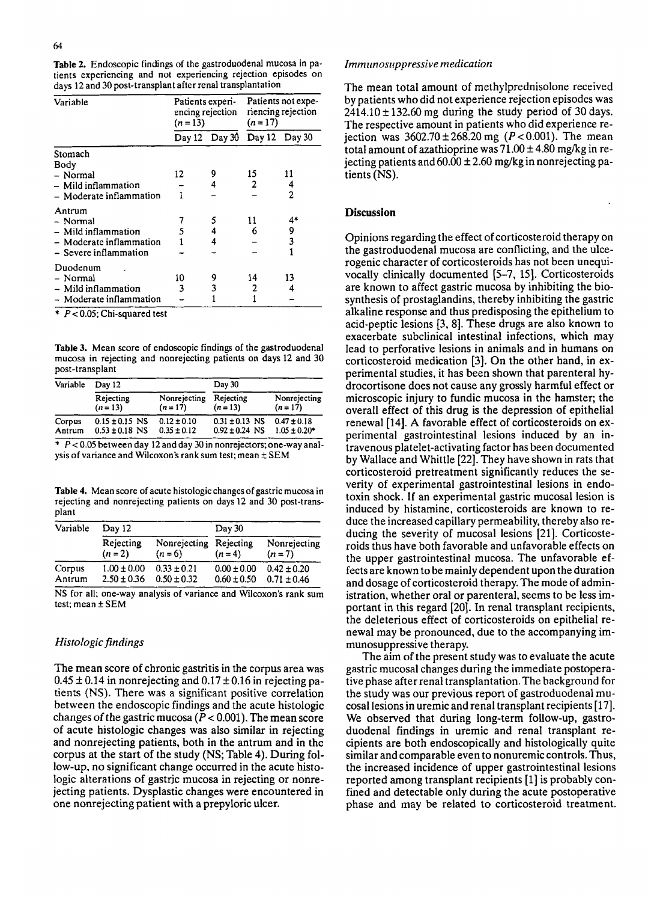**Table 2.** Endoscopic findings of the gastroduodenal mucosa in patients experiencing and not experiencing rejection episodes on days 12 and 30 post-transplant after renal transplantation

| Variable | Patients experiencing rejection ($n = 13$) | | Patients not experiencing rejection ($n = 17$) | |
|---|---|---|---|---|
| | Day 12 | Day 30 | Day 12 | Day 30 |
| Stomach | | | | |
| Body | | | | |
| – Normal | 12 | 9 | 15 | 11 |
| – Mild inflammation | – | 4 | 2 | 4 |
| – Moderate inflammation | 1 | – | – | 2 |
| Antrum | | | | |
| – Normal | 7 | 5 | 11 | 4* |
| – Mild inflammation | 5 | 4 | 6 | 9 |
| – Moderate inflammation | 1 | 4 | – | 3 |
| – Severe inflammation | – | – | – | 1 |
| Duodenum | | | | |
| – Normal | 10 | 9 | 14 | 13 |
| – Mild inflammation | 3 | 3 | 2 | 4 |
| – Moderate inflammation | – | 1 | 1 | – |

* $P < 0.05$; Chi-squared test

**Table 3.** Mean score of endoscopic findings of the gastroduodenal mucosa in rejecting and nonrejecting patients on days 12 and 30 post-transplant

| Variable | Day 12 | | Day 30 | |
|---|---|---|---|---|
| | Rejecting ($n = 13$) | Nonrejecting ($n = 17$) | Rejecting ($n = 13$) | Nonrejecting ($n = 17$) |
| Corpus | 0.15 ± 0.15 NS | 0.12 ± 0.10 | 0.31 ± 0.13 NS | 0.47 ± 0.18 |
| Antrum | 0.53 ± 0.18 NS | 0.35 ± 0.12 | 0.92 ± 0.24 NS | 1.05 ± 0.20* |

* $P < 0.05$ between day 12 and day 30 in nonrejectors; one-way analysis of variance and Wilcoxon's rank sum test; mean ± SEM

**Table 4.** Mean score of acute histologic changes of gastric mucosa in rejecting and nonrejecting patients on days 12 and 30 post-transplant

| Variable | Day 12 | | Day 30 | |
|---|---|---|---|---|
| | Rejecting ($n = 2$) | Nonrejecting ($n = 6$) | Rejecting ($n = 4$) | Nonrejecting ($n = 7$) |
| Corpus | 1.00 ± 0.00 | 0.33 ± 0.21 | 0.00 ± 0.00 | 0.42 ± 0.20 |
| Antrum | 2.50 ± 0.36 | 0.50 ± 0.32 | 0.60 ± 0.50 | 0.71 ± 0.46 |

NS for all; one-way analysis of variance and Wilcoxon's rank sum test; mean ± SEM

### *Histologic findings*

The mean score of chronic gastritis in the corpus area was 0.45 ± 0.14 in nonrejecting and 0.17 ± 0.16 in rejecting patients (NS). There was a significant positive correlation between the endoscopic findings and the acute histologic changes of the gastric mucosa ($P < 0.001$). The mean score of acute histologic changes was also similar in rejecting and nonrejecting patients, both in the antrum and in the corpus at the start of the study (NS; Table 4). During follow-up, no significant change occurred in the acute histologic alterations of gastric mucosa in rejecting or nonrejecting patients. Dysplastic changes were encountered in one nonrejecting patient with a prepyloric ulcer.

### *Immunosuppressive medication*

The mean total amount of methylprednisolone received by patients who did not experience rejection episodes was 2414.10 ± 132.60 mg during the study period of 30 days. The respective amount in patients who did experience rejection was 3602.70 ± 268.20 mg ($P < 0.001$). The mean total amount of azathioprine was 71.00 ± 4.80 mg/kg in rejecting patients and 60.00 ± 2.60 mg/kg in nonrejecting patients (NS).

## Discussion

Opinions regarding the effect of corticosteroid therapy on the gastroduodenal mucosa are conflicting, and the ulcerogenic character of corticosteroids has not been unequivocally clinically documented [5–7, 15]. Corticosteroids are known to affect gastric mucosa by inhibiting the biosynthesis of prostaglandins, thereby inhibiting the gastric alkaline response and thus predisposing the epithelium to acid-peptic lesions [3, 8]. These drugs are also known to exacerbate subclinical intestinal infections, which may lead to perforative lesions in animals and in humans on corticosteroid medication [3]. On the other hand, in experimental studies, it has been shown that parenteral hydrocortisone does not cause any grossly harmful effect or microscopic injury to fundic mucosa in the hamster; the overall effect of this drug is the depression of epithelial renewal [14]. A favorable effect of corticosteroids on experimental gastrointestinal lesions induced by an intravenous platelet-activating factor has been documented by Wallace and Whittle [22]. They have shown in rats that corticosteroid pretreatment significantly reduces the severity of experimental gastrointestinal lesions in endotoxin shock. If an experimental gastric mucosal lesion is induced by histamine, corticosteroids are known to reduce the increased capillary permeability, thereby also reducing the severity of mucosal lesions [21]. Corticosteroids thus have both favorable and unfavorable effects on the upper gastrointestinal mucosa. The unfavorable effects are known to be mainly dependent upon the duration and dosage of corticosteroid therapy. The mode of administration, whether oral or parenteral, seems to be less important in this regard [20]. In renal transplant recipients, the deleterious effect of corticosteroids on epithelial renewal may be pronounced, due to the accompanying immunosuppressive therapy.

The aim of the present study was to evaluate the acute gastric mucosal changes during the immediate postoperative phase after renal transplantation. The background for the study was our previous report of gastroduodenal mucosal lesions in uremic and renal transplant recipients [17]. We observed that during long-term follow-up, gastroduodenal findings in uremic and renal transplant recipients are both endoscopically and histologically quite similar and comparable even to nonuremic controls. Thus, the increased incidence of upper gastrointestinal lesions reported among transplant recipients [1] is probably confined and detectable only during the acute postoperative phase and may be related to corticosteroid treatment.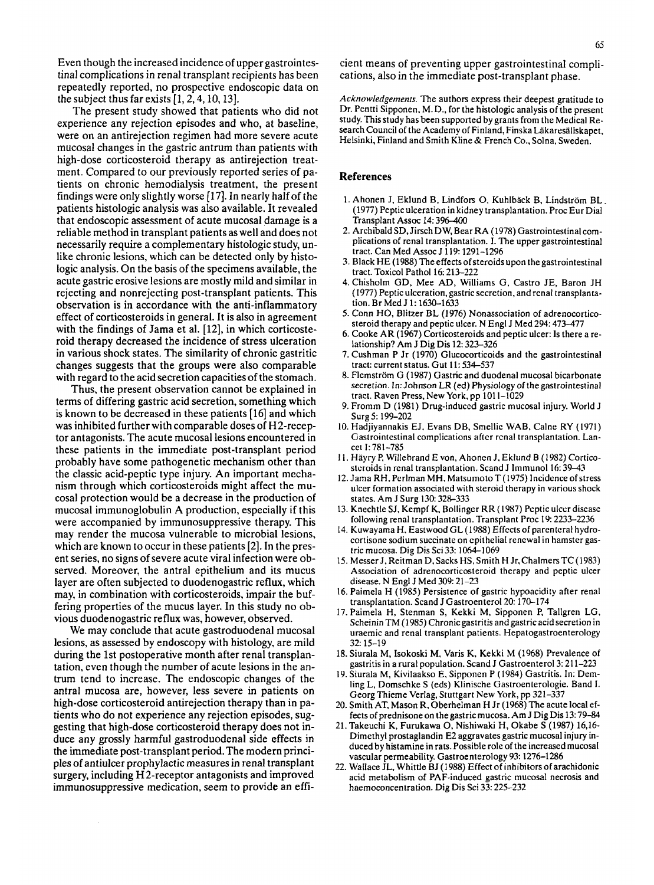Even though the increased incidence of upper gastrointestinal complications in renal transplant recipients has been repeatedly reported, no prospective endoscopic data on the subject thus far exists [1, 2, 4, 10, 13].

The present study showed that patients who did not experience any rejection episodes and who, at baseline, were on an antirejection regimen had more severe acute mucosal changes in the gastric antrum than patients with high-dose corticosteroid therapy as antirejection treatment. Compared to our previously reported series of patients on chronic hemodialysis treatment, the present findings were only slightly worse [17]. In nearly half of the patients histologic analysis was also available. It revealed that endoscopic assessment of acute mucosal damage is a reliable method in transplant patients as well and does not necessarily require a complementary histologic study, unlike chronic lesions, which can be detected only by histologic analysis. On the basis of the specimens available, the acute gastric erosive lesions are mostly mild and similar in rejecting and nonrejecting post-transplant patients. This observation is in accordance with the anti-inflammatory effect of corticosteroids in general. It is also in agreement with the findings of Jama et al. [12], in which corticosteroid therapy decreased the incidence of stress ulceration in various shock states. The similarity of chronic gastritic changes suggests that the groups were also comparable with regard to the acid secretion capacities of the stomach.

Thus, the present observation cannot be explained in terms of differing gastric acid secretion, something which is known to be decreased in these patients [16] and which was inhibited further with comparable doses of H2-receptor antagonists. The acute mucosal lesions encountered in these patients in the immediate post-transplant period probably have some pathogenetic mechanism other than the classic acid-peptic type injury. An important mechanism through which corticosteroids might affect the mucosal protection would be a decrease in the production of mucosal immunoglobulin A production, especially if this were accompanied by immunosuppressive therapy. This may render the mucosa vulnerable to microbial lesions, which are known to occur in these patients [2]. In the present series, no signs of severe acute viral infection were observed. Moreover, the antral epithelium and its mucus layer are often subjected to duodenogastric reflux, which may, in combination with corticosteroids, impair the buffering properties of the mucus layer. In this study no obvious duodenogastric reflux was, however, observed.

We may conclude that acute gastroduodenal mucosal lesions, as assessed by endoscopy with histology, are mild during the 1st postoperative month after renal transplantation, even though the number of acute lesions in the antrum tend to increase. The endoscopic changes of the antral mucosa are, however, less severe in patients on high-dose corticosteroid antirejection therapy than in patients who do not experience any rejection episodes, suggesting that high-dose corticosteroid therapy does not induce any grossly harmful gastroduodenal side effects in the immediate post-transplant period. The modern principles of antiulcer prophylactic measures in renal transplant surgery, including H2-receptor antagonists and improved immunosuppressive medication, seem to provide an efficient means of preventing upper gastrointestinal complications, also in the immediate post-transplant phase.

*Acknowledgements.* The authors express their deepest gratitude to Dr. Pentti Sipponen, M.D., for the histologic analysis of the present study. This study has been supported by grants from the Medical Research Council of the Academy of Finland, Finska Läkaresällskapet, Helsinki, Finland and Smith Kline & French Co., Solna, Sweden.

## References

1. Ahonen J, Eklund B, Lindfors O, Kuhlbäck B, Lindström BL (1977) Peptic ulceration in kidney transplantation. Proc Eur Dial Transplant Assoc 14: 396–400
2. Archibald SD, Jirsch DW, Bear RA (1978) Gastrointestinal complications of renal transplantation. I. The upper gastrointestinal tract. Can Med Assoc J 119: 1291–1296
3. Black HE (1988) The effects of steroids upon the gastrointestinal tract. Toxicol Pathol 16: 213–222
4. Chisholm GD, Mee AD, Williams G, Castro JE, Baron JH (1977) Peptic ulceration, gastric secretion, and renal transplantation. Br Med J 1: 1630–1633
5. Conn HO, Blitzer BL (1976) Nonassociation of adrenocorticosteroid therapy and peptic ulcer. N Engl J Med 294: 473–477
6. Cooke AR (1967) Corticosteroids and peptic ulcer: Is there a relationship? Am J Dig Dis 12: 323–326
7. Cushman P Jr (1970) Glucocorticoids and the gastrointestinal tract: current status. Gut 11: 534–537
8. Flemström G (1987) Gastric and duodenal mucosal bicarbonate secretion. In: Johnson LR (ed) Physiology of the gastrointestinal tract. Raven Press, New York, pp 1011–1029
9. Fromm D (1981) Drug-induced gastric mucosal injury. World J Surg 5: 199–202
10. Hadjiyannakis EJ, Evans DB, Smellie WAB, Calne RY (1971) Gastrointestinal complications after renal transplantation. Lancet I: 781–785
11. Häyry P, Willebrand E von, Ahonen J, Eklund B (1982) Corticosteroids in renal transplantation. Scand J Immunol 16: 39–43
12. Jama RH, Perlman MH, Matsumoto T (1975) Incidence of stress ulcer formation associated with steroid therapy in various shock states. Am J Surg 130: 328–333
13. Knechtle SJ, Kempf K, Bollinger RR (1987) Peptic ulcer disease following renal transplantation. Transplant Proc 19: 2233–2236
14. Kuwayama H, Eastwood GL (1988) Effects of parenteral hydrocortisone sodium succinate on epithelial renewal in hamster gastric mucosa. Dig Dis Sci 33: 1064–1069
15. Messer J, Reitman D, Sacks HS, Smith H Jr, Chalmers TC (1983) Association of adrenocorticosteroid therapy and peptic ulcer disease. N Engl J Med 309: 21–23
16. Paimela H (1985) Persistence of gastric hypoacidity after renal transplantation. Scand J Gastroenterol 20: 170–174
17. Paimela H, Stenman S, Kekki M, Sipponen P, Tallgren LG, Scheinin TM (1985) Chronic gastritis and gastric acid secretion in uraemic and renal transplant patients. Hepatogastroenterology 32: 15–19
18. Siurala M, Isokoski M, Varis K, Kekki M (1968) Prevalence of gastritis in a rural population. Scand J Gastroenterol 3: 211–223
19. Siurala M, Kivilaakso E, Sipponen P (1984) Gastritis. In: Demling L, Domschke S (eds) Klinische Gastroenterologie. Band I. Georg Thieme Verlag, Stuttgart New York, pp 321–337
20. Smith AT, Mason R, Oberhelman H Jr (1968) The acute local effects of prednisone on the gastric mucosa. Am J Dig Dis 13: 79–84
21. Takeuchi K, Furukawa O, Nishiwaki H, Okabe S (1987) 16,16-Dimethyl prostaglandin E2 aggravates gastric mucosal injury induced by histamine in rats. Possible role of the increased mucosal vascular permeability. Gastroenterology 93: 1276–1286
22. Wallace JL, Whittle BJ (1988) Effect of inhibitors of arachidonic acid metabolism of PAF-induced gastric mucosal necrosis and haemoconcentration. Dig Dis Sci 33: 225–232